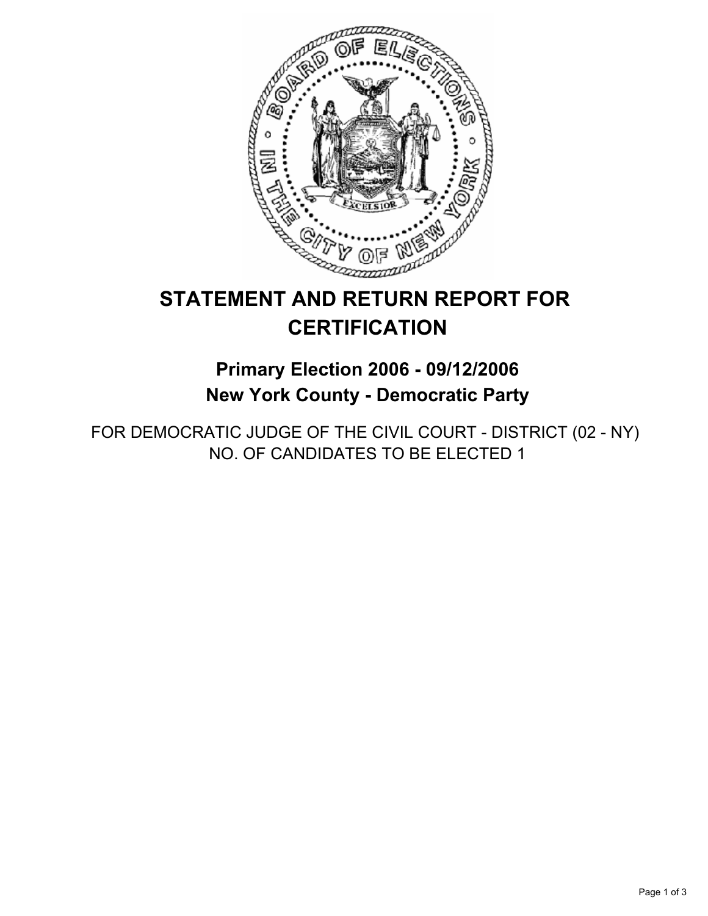# STATEMENT AND RETURN REPORT FOR CERTIFICATION

## Primary Election 2006 - 09/12/2006
## New York County - Democratic Party

FOR DEMOCRATIC JUDGE OF THE CIVIL COURT - DISTRICT (02 - NY)
NO. OF CANDIDATES TO BE ELECTED 1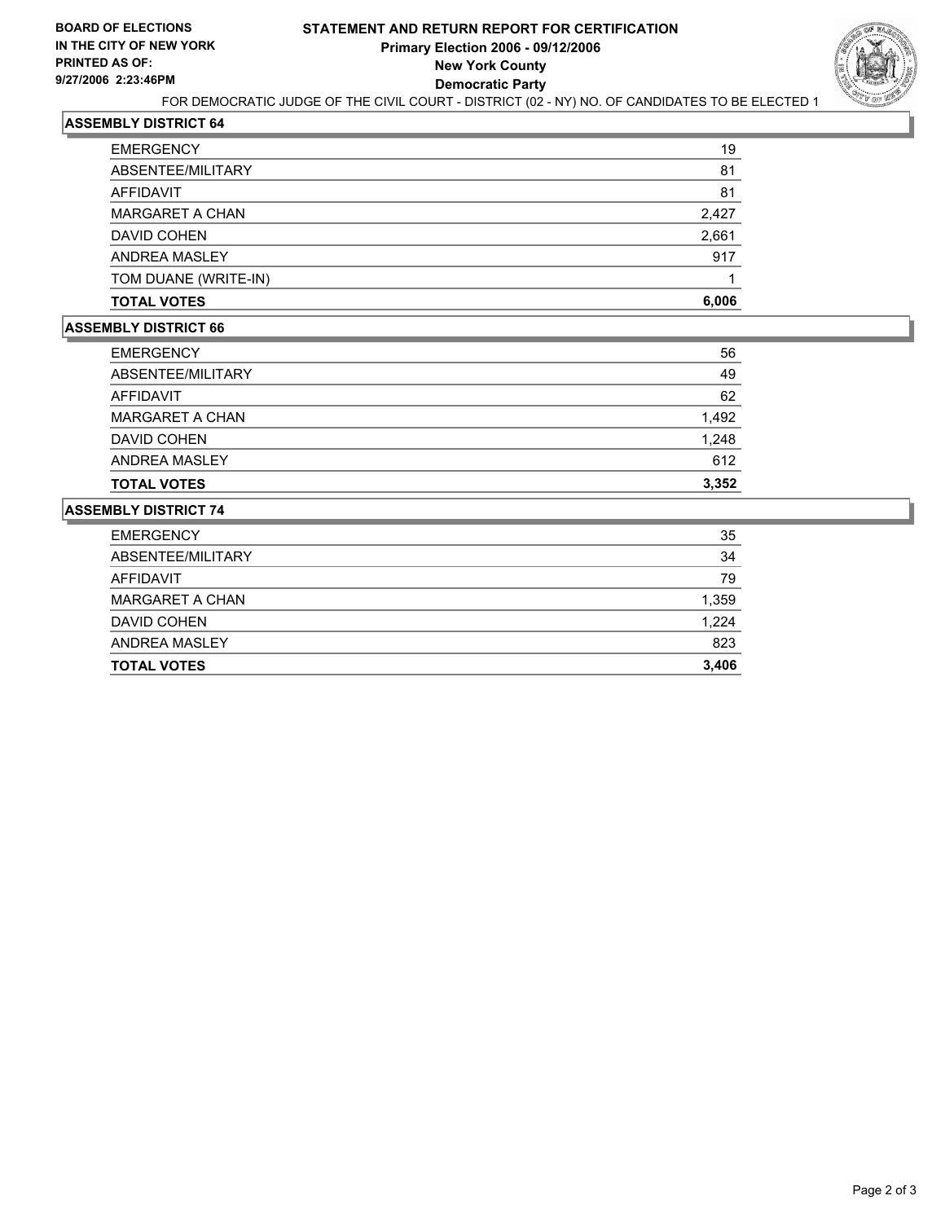**BOARD OF ELECTIONS IN THE CITY OF NEW YORK**
**PRINTED AS OF: 9/27/2006 2:23:46PM**

# STATEMENT AND RETURN REPORT FOR CERTIFICATION
## Primary Election 2006 - 09/12/2006
## New York County
## Democratic Party

FOR DEMOCRATIC JUDGE OF THE CIVIL COURT - DISTRICT (02 - NY) NO. OF CANDIDATES TO BE ELECTED 1

### ASSEMBLY DISTRICT 64

| | |
|---|---|
| EMERGENCY | 19 |
| ABSENTEE/MILITARY | 81 |
| AFFIDAVIT | 81 |
| MARGARET A CHAN | 2,427 |
| DAVID COHEN | 2,661 |
| ANDREA MASLEY | 917 |
| TOM DUANE (WRITE-IN) | 1 |
| **TOTAL VOTES** | **6,006** |

### ASSEMBLY DISTRICT 66

| | |
|---|---|
| EMERGENCY | 56 |
| ABSENTEE/MILITARY | 49 |
| AFFIDAVIT | 62 |
| MARGARET A CHAN | 1,492 |
| DAVID COHEN | 1,248 |
| ANDREA MASLEY | 612 |
| **TOTAL VOTES** | **3,352** |

### ASSEMBLY DISTRICT 74

| | |
|---|---|
| EMERGENCY | 35 |
| ABSENTEE/MILITARY | 34 |
| AFFIDAVIT | 79 |
| MARGARET A CHAN | 1,359 |
| DAVID COHEN | 1,224 |
| ANDREA MASLEY | 823 |
| **TOTAL VOTES** | **3,406** |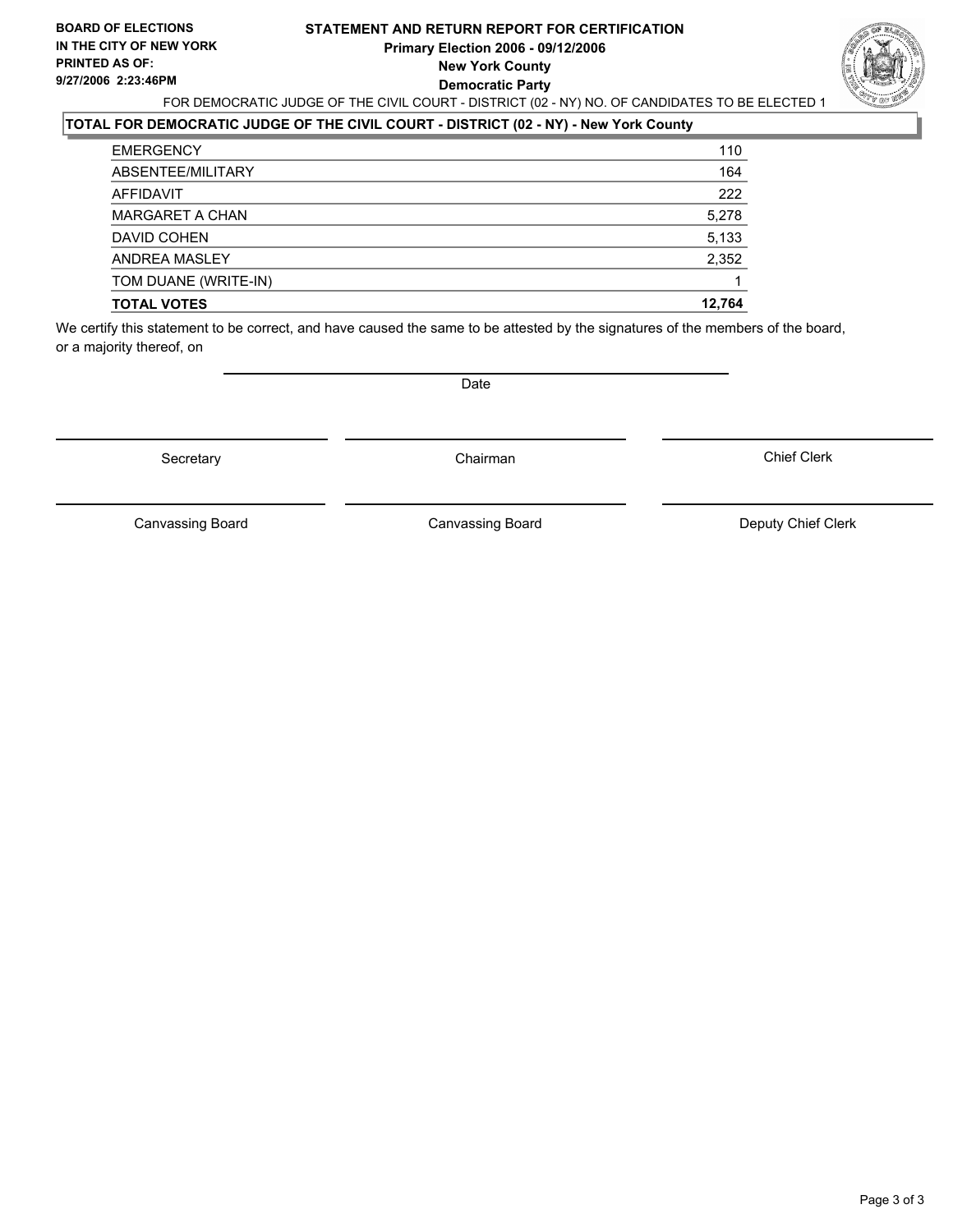**BOARD OF ELECTIONS**
**IN THE CITY OF NEW YORK**
**PRINTED AS OF:**
**9/27/2006 2:23:46PM**

# STATEMENT AND RETURN REPORT FOR CERTIFICATION
## Primary Election 2006 - 09/12/2006
## New York County
## Democratic Party

FOR DEMOCRATIC JUDGE OF THE CIVIL COURT - DISTRICT (02 - NY) NO. OF CANDIDATES TO BE ELECTED 1

**TOTAL FOR DEMOCRATIC JUDGE OF THE CIVIL COURT - DISTRICT (02 - NY) - New York County**

| | |
|---|---|
| EMERGENCY | 110 |
| ABSENTEE/MILITARY | 164 |
| AFFIDAVIT | 222 |
| MARGARET A CHAN | 5,278 |
| DAVID COHEN | 5,133 |
| ANDREA MASLEY | 2,352 |
| TOM DUANE (WRITE-IN) | 1 |
| **TOTAL VOTES** | **12,764** |

We certify this statement to be correct, and have caused the same to be attested by the signatures of the members of the board, or a majority thereof, on

Date

Secretary

Chairman

Chief Clerk

Canvassing Board

Canvassing Board

Deputy Chief Clerk